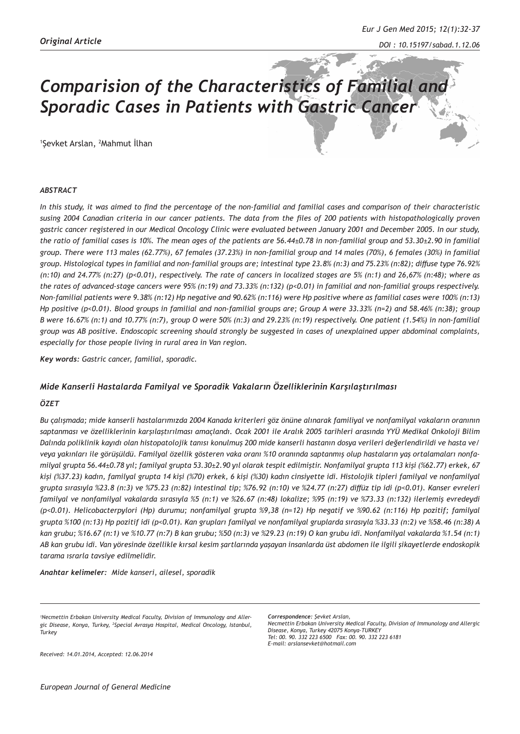*Original Article*

# *Comparision of the Characteristics of Familial and Sporadic Cases in Patients with Gastric Cancer*

[1]Şevket Arslan, [2]Mahmut İlhan

### *ABSTRACT*

*In this study, it was aimed to find the percentage of the non-familial and familial cases and comparison of their characteristic susing 2004 Canadian criteria in our cancer patients. The data from the files of 200 patients with histopathologically proven gastric cancer registered in our Medical Oncology Clinic were evaluated between January 2001 and December 2005. In our study, the ratio of familial cases is 10%. The mean ages of the patients are 56.44±0.78 in non-familial group and 53.30±2.90 in familial group. There were 113 males (62.77%), 67 females (37.23%) in non-familial group and 14 males (70%), 6 females (30%) in familial group. Histological types in familial and non-familial groups are; intestinal type 23.8% (n:3) and 75.23% (n:82); diffuse type 76.92% (n:10) and 24.77% (n:27) (p<0.01), respectively. The rate of cancers in localized stages are 5% (n:1) and 26,67% (n:48); where as the rates of advanced-stage cancers were 95% (n:19) and 73.33% (n:132) (p<0.01) in familial and non-familial groups respectively. Non-familial patients were 9.38% (n:12) Hp negative and 90.62% (n:116) were Hp positive where as familial cases were 100% (n:13) Hp positive (p<0.01). Blood groups in familial and non-familial groups are; Group A were 33.33% (n=2) and 58.46% (n:38); group B were 16.67% (n:1) and 10.77% (n:7), group O were 50% (n:3) and 29.23% (n:19) respectively. One patient (1.54%) in non-familial group was AB positive. Endoscopic screening should strongly be suggested in cases of unexplained upper abdominal complaints, especially for those people living in rural area in Van region.*

***Key words:*** *Gastric cancer, familial, sporadic.*

### *Mide Kanserli Hastalarda Familyal ve Sporadik Vakaların Özelliklerinin Karşılaştırılması*

### *ÖZET*

*Bu çalışmada; mide kanserli hastalarımızda 2004 Kanada kriterleri göz önüne alınarak familiyal ve nonfamilyal vakaların oranının saptanması ve özelliklerinin karşılaştırılması amaçlandı. Ocak 2001 ile Aralık 2005 tarihleri arasında YYÜ Medikal Onkoloji Bilim Dalında poliklinik kayıdı olan histopatolojik tanısı konulmuş 200 mide kanserli hastanın dosya verileri değerlendirildi ve hasta ve/veya yakınları ile görüşüldü. Familyal özellik gösteren vaka oranı %10 oranında saptanmış olup hastaların yaş ortalamaları nonfamilyal grupta 56.44±0.78 yıl; familyal grupta 53.30±2.90 yıl olarak tespit edilmiştir. Nonfamilyal grupta 113 kişi (%62.77) erkek, 67 kişi (%37.23) kadın, familyal grupta 14 kişi (%70) erkek, 6 kişi (%30) kadın cinsiyette idi. Histolojik tipleri familyal ve nonfamilyal grupta sırasıyla %23.8 (n:3) ve %75.23 (n:82) intestinal tip; %76.92 (n:10) ve %24.77 (n:27) diffüz tip idi (p<0.01). Kanser evreleri familyal ve nonfamilyal vakalarda sırasıyla %5 (n:1) ve %26.67 (n:48) lokalize; %95 (n:19) ve %73.33 (n:132) ilerlemiş evredeydi (p<0.01). Helicobacterpylori (Hp) durumu; nonfamilyal grupta %9,38 (n=12) Hp negatif ve %90.62 (n:116) Hp pozitif; familyal grupta %100 (n:13) Hp pozitif idi (p<0.01). Kan grupları familyal ve nonfamilyal gruplarda sırasıyla %33.33 (n:2) ve %58.46 (n:38) A kan grubu; %16.67 (n:1) ve %10.77 (n:7) B kan grubu; %50 (n:3) ve %29.23 (n:19) O kan grubu idi. Nonfamilyal vakalarda %1.54 (n:1) AB kan grubu idi. Van yöresinde özellikle kırsal kesim şartlarında yaşayan insanlarda üst abdomen ile ilgili şikayetlerde endoskopik tarama ısrarla tavsiye edilmelidir.*

***Anahtar kelimeler:*** *Mide kanseri, ailesel, sporadik*

---

*[1]Necmettin Erbakan University Medical Faculty, Division of Immunology and Allergic Disease, Konya, Turkey, [2]Special Avrasya Hospital, Medical Oncology, Istanbul, Turkey*

***Correspondence:*** *Şevket Arslan,*
*Necmettin Erbakan University Medical Faculty, Division of Immunology and Allergic Disease, Konya, Turkey 42075 Konya-TURKEY*
*Tel: 00. 90. 332 223 6500 Fax: 00. 90. 332 223 6181*
*E-mail: arslansevket@hotmail.com*

*Received: 14.01.2014, Accepted: 12.06.2014*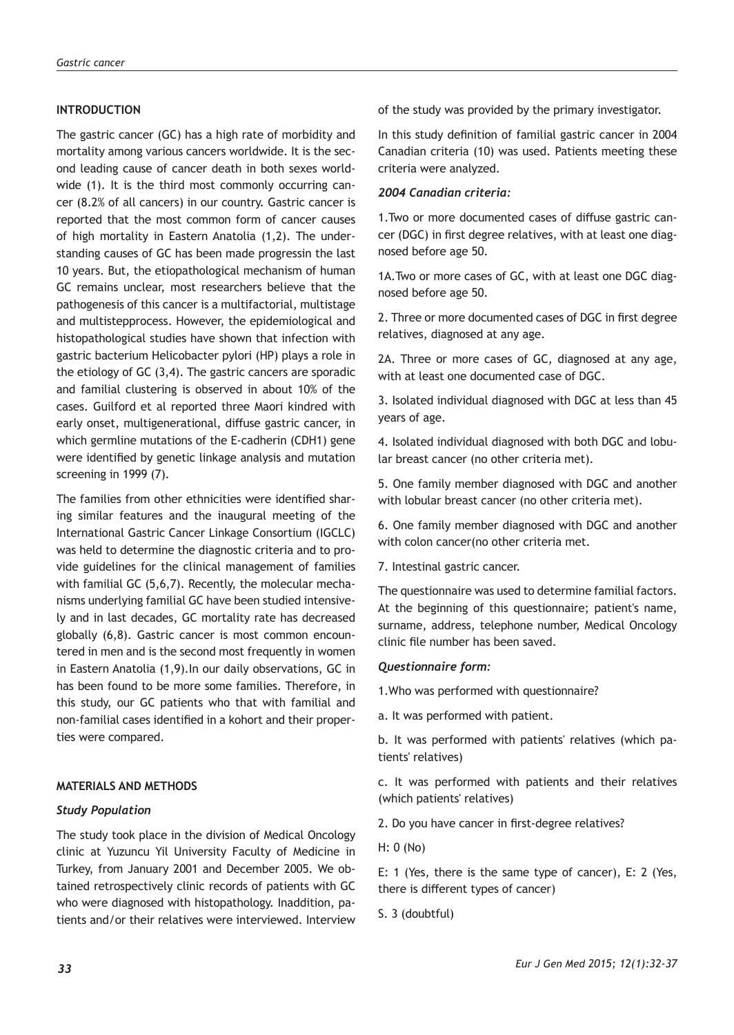## INTRODUCTION

The gastric cancer (GC) has a high rate of morbidity and mortality among various cancers worldwide. It is the second leading cause of cancer death in both sexes worldwide (1). It is the third most commonly occurring cancer (8.2% of all cancers) in our country. Gastric cancer is reported that the most common form of cancer causes of high mortality in Eastern Anatolia (1,2). The understanding causes of GC has been made progressin the last 10 years. But, the etiopathological mechanism of human GC remains unclear, most researchers believe that the pathogenesis of this cancer is a multifactorial, multistage and multistepprocess. However, the epidemiological and histopathological studies have shown that infection with gastric bacterium Helicobacter pylori (HP) plays a role in the etiology of GC (3,4). The gastric cancers are sporadic and familial clustering is observed in about 10% of the cases. Guilford et al reported three Maori kindred with early onset, multigenerational, diffuse gastric cancer, in which germline mutations of the E-cadherin (CDH1) gene were identified by genetic linkage analysis and mutation screening in 1999 (7).

The families from other ethnicities were identified sharing similar features and the inaugural meeting of the International Gastric Cancer Linkage Consortium (IGCLC) was held to determine the diagnostic criteria and to provide guidelines for the clinical management of families with familial GC (5,6,7). Recently, the molecular mechanisms underlying familial GC have been studied intensively and in last decades, GC mortality rate has decreased globally (6,8). Gastric cancer is most common encountered in men and is the second most frequently in women in Eastern Anatolia (1,9).In our daily observations, GC in has been found to be more some families. Therefore, in this study, our GC patients who that with familial and non-familial cases identified in a kohort and their properties were compared.

## MATERIALS AND METHODS

### *Study Population*

The study took place in the division of Medical Oncology clinic at Yuzuncu Yil University Faculty of Medicine in Turkey, from January 2001 and December 2005. We obtained retrospectively clinic records of patients with GC who were diagnosed with histopathology. Inaddition, patients and/or their relatives were interviewed. Interview of the study was provided by the primary investigator.

In this study definition of familial gastric cancer in 2004 Canadian criteria (10) was used. Patients meeting these criteria were analyzed.

### *2004 Canadian criteria:*

1.Two or more documented cases of diffuse gastric cancer (DGC) in first degree relatives, with at least one diagnosed before age 50.

1A.Two or more cases of GC, with at least one DGC diagnosed before age 50.

2. Three or more documented cases of DGC in first degree relatives, diagnosed at any age.

2A. Three or more cases of GC, diagnosed at any age, with at least one documented case of DGC.

3. Isolated individual diagnosed with DGC at less than 45 years of age.

4. Isolated individual diagnosed with both DGC and lobular breast cancer (no other criteria met).

5. One family member diagnosed with DGC and another with lobular breast cancer (no other criteria met).

6. One family member diagnosed with DGC and another with colon cancer(no other criteria met.

7. Intestinal gastric cancer.

The questionnaire was used to determine familial factors. At the beginning of this questionnaire; patient's name, surname, address, telephone number, Medical Oncology clinic file number has been saved.

### *Questionnaire form:*

1.Who was performed with questionnaire?

a. It was performed with patient.

b. It was performed with patients' relatives (which patients' relatives)

c. It was performed with patients and their relatives (which patients' relatives)

2. Do you have cancer in first-degree relatives?

H: 0 (No)

E: 1 (Yes, there is the same type of cancer), E: 2 (Yes, there is different types of cancer)

S. 3 (doubtful)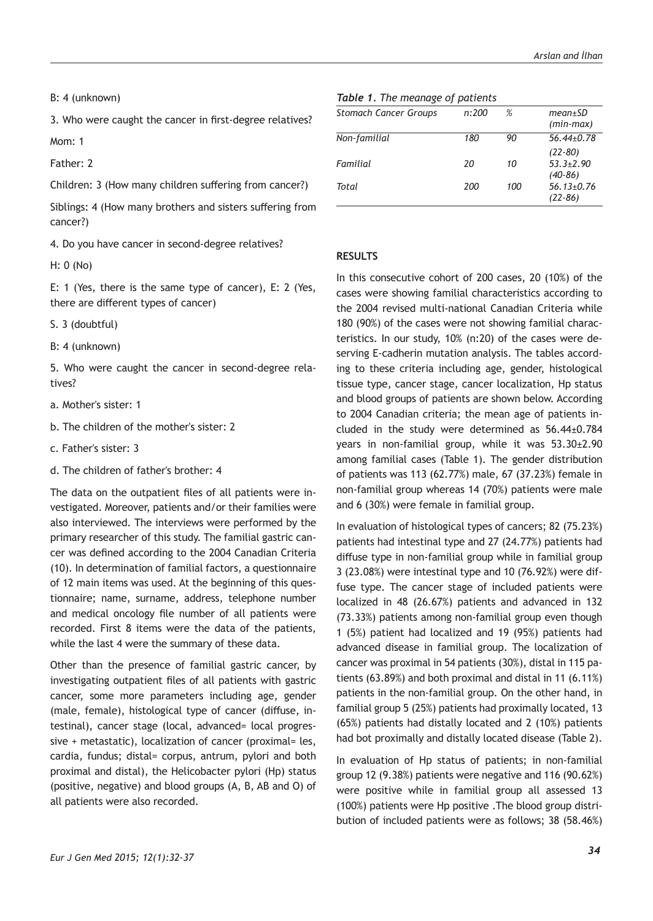B: 4 (unknown)

3. Who were caught the cancer in first-degree relatives?

Mom: 1

Father: 2

Children: 3 (How many children suffering from cancer?)

Siblings: 4 (How many brothers and sisters suffering from cancer?)

4. Do you have cancer in second-degree relatives?

H: 0 (No)

E: 1 (Yes, there is the same type of cancer), E: 2 (Yes, there are different types of cancer)

S. 3 (doubtful)

B: 4 (unknown)

5. Who were caught the cancer in second-degree relatives?

a. Mother's sister: 1

b. The children of the mother's sister: 2

c. Father's sister: 3

d. The children of father's brother: 4

The data on the outpatient files of all patients were investigated. Moreover, patients and/or their families were also interviewed. The interviews were performed by the primary researcher of this study. The familial gastric cancer was defined according to the 2004 Canadian Criteria (10). In determination of familial factors, a questionnaire of 12 main items was used. At the beginning of this questionnaire; name, surname, address, telephone number and medical oncology file number of all patients were recorded. First 8 items were the data of the patients, while the last 4 were the summary of these data.

Other than the presence of familial gastric cancer, by investigating outpatient files of all patients with gastric cancer, some more parameters including age, gender (male, female), histological type of cancer (diffuse, intestinal), cancer stage (local, advanced= local progressive + metastatic), localization of cancer (proximal= les, cardia, fundus; distal= corpus, antrum, pylori and both proximal and distal), the Helicobacter pylori (Hp) status (positive, negative) and blood groups (A, B, AB and O) of all patients were also recorded.

***Table 1**. The meanage of patients*

| *Stomach Cancer Groups* | *n:200* | *%* | *mean±SD (min-max)* |
|---|---|---|---|
| *Non-familial* | *180* | *90* | *56.44±0.78 (22-80)* |
| *Familial* | *20* | *10* | *53.3±2.90 (40-86)* |
| *Total* | *200* | *100* | *56.13±0.76 (22-86)* |

## RESULTS

In this consecutive cohort of 200 cases, 20 (10%) of the cases were showing familial characteristics according to the 2004 revised multi-national Canadian Criteria while 180 (90%) of the cases were not showing familial characteristics. In our study, 10% (n:20) of the cases were deserving E-cadherin mutation analysis. The tables according to these criteria including age, gender, histological tissue type, cancer stage, cancer localization, Hp status and blood groups of patients are shown below. According to 2004 Canadian criteria; the mean age of patients included in the study were determined as 56.44±0.784 years in non-familial group, while it was 53.30±2.90 among familial cases (Table 1). The gender distribution of patients was 113 (62.77%) male, 67 (37.23%) female in non-familial group whereas 14 (70%) patients were male and 6 (30%) were female in familial group.

In evaluation of histological types of cancers; 82 (75.23%) patients had intestinal type and 27 (24.77%) patients had diffuse type in non-familial group while in familial group 3 (23.08%) were intestinal type and 10 (76.92%) were diffuse type. The cancer stage of included patients were localized in 48 (26.67%) patients and advanced in 132 (73.33%) patients among non-familial group even though 1 (5%) patient had localized and 19 (95%) patients had advanced disease in familial group. The localization of cancer was proximal in 54 patients (30%), distal in 115 patients (63.89%) and both proximal and distal in 11 (6.11%) patients in the non-familial group. On the other hand, in familial group 5 (25%) patients had proximally located, 13 (65%) patients had distally located and 2 (10%) patients had bot proximally and distally located disease (Table 2).

In evaluation of Hp status of patients; in non-familial group 12 (9.38%) patients were negative and 116 (90.62%) were positive while in familial group all assessed 13 (100%) patients were Hp positive .The blood group distribution of included patients were as follows; 38 (58.46%)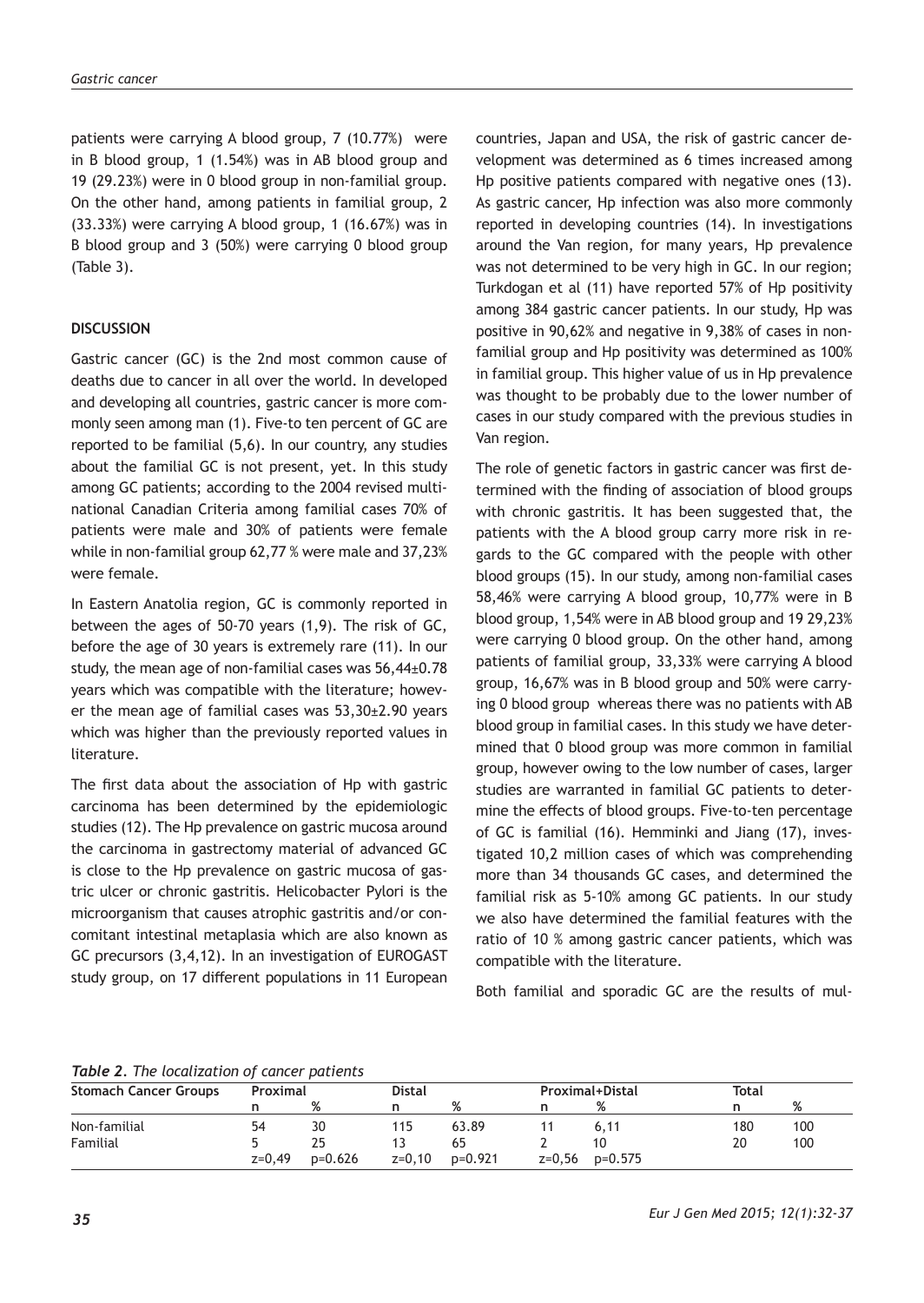patients were carrying A blood group, 7 (10.77%) were in B blood group, 1 (1.54%) was in AB blood group and 19 (29.23%) were in 0 blood group in non-familial group. On the other hand, among patients in familial group, 2 (33.33%) were carrying A blood group, 1 (16.67%) was in B blood group and 3 (50%) were carrying 0 blood group (Table 3).

## DISCUSSION

Gastric cancer (GC) is the 2nd most common cause of deaths due to cancer in all over the world. In developed and developing all countries, gastric cancer is more commonly seen among man (1). Five-to ten percent of GC are reported to be familial (5,6). In our country, any studies about the familial GC is not present, yet. In this study among GC patients; according to the 2004 revised multinational Canadian Criteria among familial cases 70% of patients were male and 30% of patients were female while in non-familial group 62,77 % were male and 37,23% were female.

In Eastern Anatolia region, GC is commonly reported in between the ages of 50-70 years (1,9). The risk of GC, before the age of 30 years is extremely rare (11). In our study, the mean age of non-familial cases was 56,44±0.78 years which was compatible with the literature; however the mean age of familial cases was 53,30±2.90 years which was higher than the previously reported values in literature.

The first data about the association of Hp with gastric carcinoma has been determined by the epidemiologic studies (12). The Hp prevalence on gastric mucosa around the carcinoma in gastrectomy material of advanced GC is close to the Hp prevalence on gastric mucosa of gastric ulcer or chronic gastritis. Helicobacter Pylori is the microorganism that causes atrophic gastritis and/or concomitant intestinal metaplasia which are also known as GC precursors (3,4,12). In an investigation of EUROGAST study group, on 17 different populations in 11 European countries, Japan and USA, the risk of gastric cancer development was determined as 6 times increased among Hp positive patients compared with negative ones (13). As gastric cancer, Hp infection was also more commonly reported in developing countries (14). In investigations around the Van region, for many years, Hp prevalence was not determined to be very high in GC. In our region; Turkdogan et al (11) have reported 57% of Hp positivity among 384 gastric cancer patients. In our study, Hp was positive in 90,62% and negative in 9,38% of cases in non-familial group and Hp positivity was determined as 100% in familial group. This higher value of us in Hp prevalence was thought to be probably due to the lower number of cases in our study compared with the previous studies in Van region.

The role of genetic factors in gastric cancer was first determined with the finding of association of blood groups with chronic gastritis. It has been suggested that, the patients with the A blood group carry more risk in regards to the GC compared with the people with other blood groups (15). In our study, among non-familial cases 58,46% were carrying A blood group, 10,77% were in B blood group, 1,54% were in AB blood group and 19 29,23% were carrying 0 blood group. On the other hand, among patients of familial group, 33,33% were carrying A blood group, 16,67% was in B blood group and 50% were carrying 0 blood group whereas there was no patients with AB blood group in familial cases. In this study we have determined that 0 blood group was more common in familial group, however owing to the low number of cases, larger studies are warranted in familial GC patients to determine the effects of blood groups. Five-to-ten percentage of GC is familial (16). Hemminki and Jiang (17), investigated 10,2 million cases of which was comprehending more than 34 thousands GC cases, and determined the familial risk as 5-10% among GC patients. In our study we also have determined the familial features with the ratio of 10 % among gastric cancer patients, which was compatible with the literature.

Both familial and sporadic GC are the results of mul-

*Table 2. The localization of cancer patients*

| Stomach Cancer Groups | Proximal | | Distal | | Proximal+Distal | | Total | |
|---|---|---|---|---|---|---|---|---|
| | n | % | n | % | n | % | n | % |
| Non-familial | 54 | 30 | 115 | 63.89 | 11 | 6,11 | 180 | 100 |
| Familial | 5 | 25 | 13 | 65 | 2 | 10 | 20 | 100 |
| | z=0,49 | p=0.626 | z=0,10 | p=0.921 | z=0,56 | p=0.575 | | |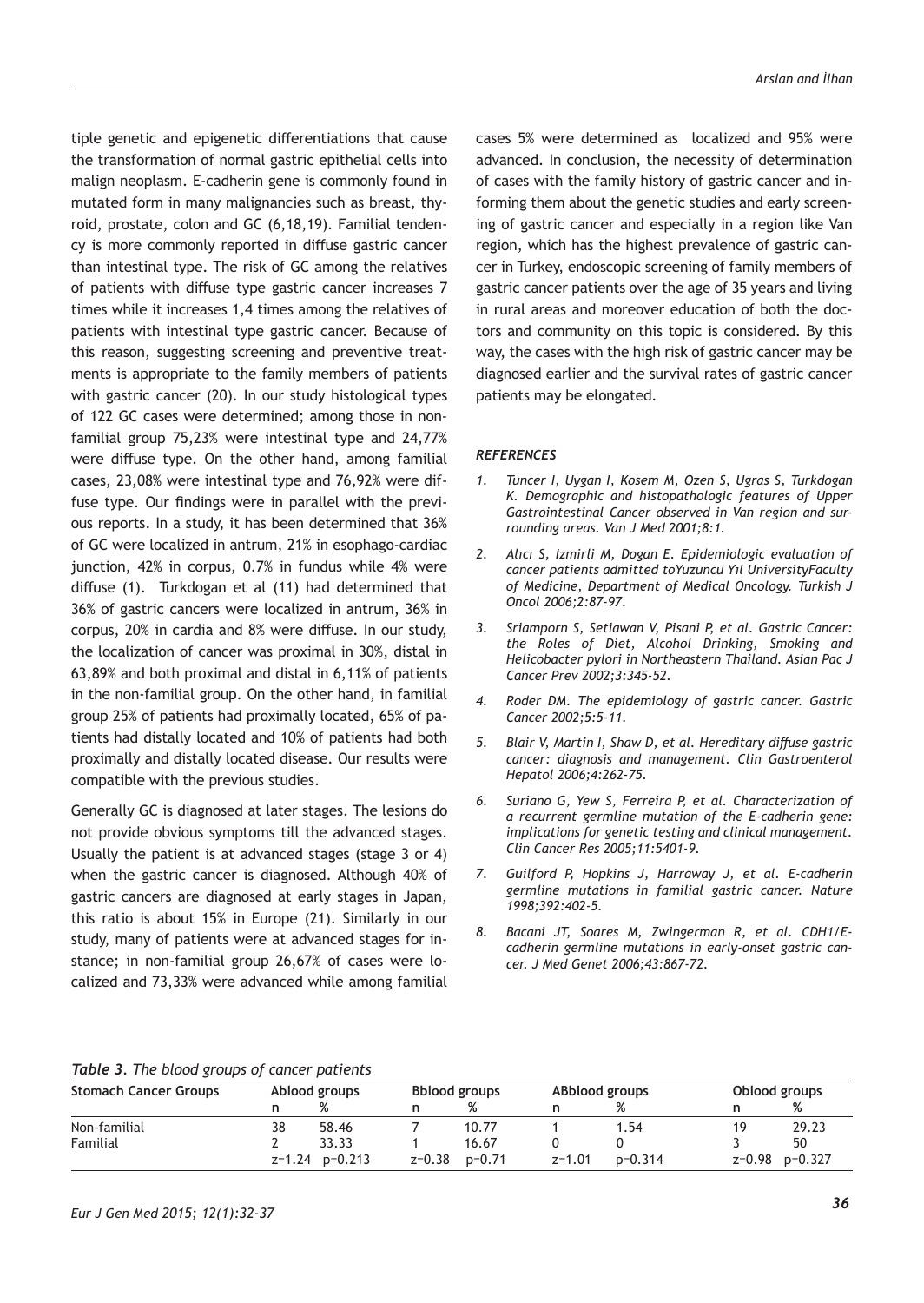tiple genetic and epigenetic differentiations that cause the transformation of normal gastric epithelial cells into malign neoplasm. E-cadherin gene is commonly found in mutated form in many malignancies such as breast, thyroid, prostate, colon and GC (6,18,19). Familial tendency is more commonly reported in diffuse gastric cancer than intestinal type. The risk of GC among the relatives of patients with diffuse type gastric cancer increases 7 times while it increases 1,4 times among the relatives of patients with intestinal type gastric cancer. Because of this reason, suggesting screening and preventive treatments is appropriate to the family members of patients with gastric cancer (20). In our study histological types of 122 GC cases were determined; among those in non-familial group 75,23% were intestinal type and 24,77% were diffuse type. On the other hand, among familial cases, 23,08% were intestinal type and 76,92% were diffuse type. Our findings were in parallel with the previous reports. In a study, it has been determined that 36% of GC were localized in antrum, 21% in esophago-cardiac junction, 42% in corpus, 0.7% in fundus while 4% were diffuse (1). Turkdogan et al (11) had determined that 36% of gastric cancers were localized in antrum, 36% in corpus, 20% in cardia and 8% were diffuse. In our study, the localization of cancer was proximal in 30%, distal in 63,89% and both proximal and distal in 6,11% of patients in the non-familial group. On the other hand, in familial group 25% of patients had proximally located, 65% of patients had distally located and 10% of patients had both proximally and distally located disease. Our results were compatible with the previous studies.

Generally GC is diagnosed at later stages. The lesions do not provide obvious symptoms till the advanced stages. Usually the patient is at advanced stages (stage 3 or 4) when the gastric cancer is diagnosed. Although 40% of gastric cancers are diagnosed at early stages in Japan, this ratio is about 15% in Europe (21). Similarly in our study, many of patients were at advanced stages for instance; in non-familial group 26,67% of cases were localized and 73,33% were advanced while among familial cases 5% were determined as localized and 95% were advanced. In conclusion, the necessity of determination of cases with the family history of gastric cancer and informing them about the genetic studies and early screening of gastric cancer and especially in a region like Van region, which has the highest prevalence of gastric cancer in Turkey, endoscopic screening of family members of gastric cancer patients over the age of 35 years and living in rural areas and moreover education of both the doctors and community on this topic is considered. By this way, the cases with the high risk of gastric cancer may be diagnosed earlier and the survival rates of gastric cancer patients may be elongated.

***REFERENCES***

1. *Tuncer I, Uygan I, Kosem M, Ozen S, Ugras S, Turkdogan K. Demographic and histopathologic features of Upper Gastrointestinal Cancer observed in Van region and surrounding areas. Van J Med 2001;8:1.*
2. *Alıcı S, Izmirli M, Dogan E. Epidemiologic evaluation of cancer patients admitted toYuzuncu Yıl UniversityFaculty of Medicine, Department of Medical Oncology. Turkish J Oncol 2006;2:87-97.*
3. *Sriamporn S, Setiawan V, Pisani P, et al. Gastric Cancer: the Roles of Diet, Alcohol Drinking, Smoking and Helicobacter pylori in Northeastern Thailand. Asian Pac J Cancer Prev 2002;3:345-52.*
4. *Roder DM. The epidemiology of gastric cancer. Gastric Cancer 2002;5:5-11.*
5. *Blair V, Martin I, Shaw D, et al. Hereditary diffuse gastric cancer: diagnosis and management. Clin Gastroenterol Hepatol 2006;4:262-75.*
6. *Suriano G, Yew S, Ferreira P, et al. Characterization of a recurrent germline mutation of the E-cadherin gene: implications for genetic testing and clinical management. Clin Cancer Res 2005;11:5401-9.*
7. *Guilford P, Hopkins J, Harraway J, et al. E-cadherin germline mutations in familial gastric cancer. Nature 1998;392:402-5.*
8. *Bacani JT, Soares M, Zwingerman R, et al. CDH1/E-cadherin germline mutations in early-onset gastric cancer. J Med Genet 2006;43:867-72.*

***Table 3.*** *The blood groups of cancer patients*

| Stomach Cancer Groups | Ablood groups | | Bblood groups | | ABblood groups | | Oblood groups | |
|---|---|---|---|---|---|---|---|---|
| | n | % | n | % | n | % | n | % |
| Non-familial | 38 | 58.46 | 7 | 10.77 | 1 | 1.54 | 19 | 29.23 |
| Familial | 2 | 33.33 | 1 | 16.67 | 0 | 0 | 3 | 50 |
| | z=1.24 | p=0.213 | z=0.38 | p=0.71 | z=1.01 | p=0.314 | z=0.98 | p=0.327 |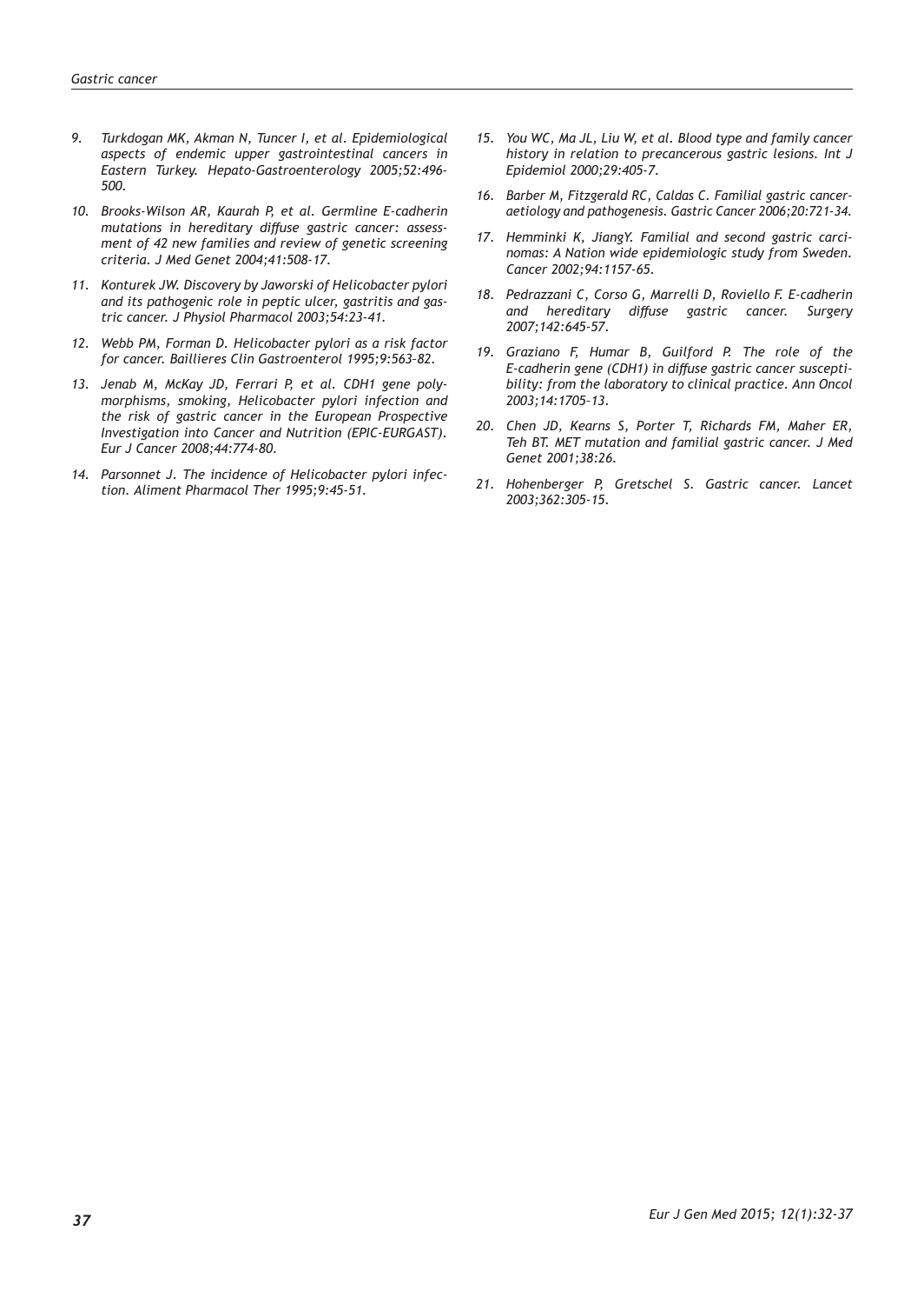9. Turkdogan MK, Akman N, Tuncer I, et al. Epidemiological aspects of endemic upper gastrointestinal cancers in Eastern Turkey. Hepato-Gastroenterology 2005;52:496-500.

10. Brooks-Wilson AR, Kaurah P, et al. Germline E-cadherin mutations in hereditary diffuse gastric cancer: assessment of 42 new families and review of genetic screening criteria. J Med Genet 2004;41:508-17.

11. Konturek JW. Discovery by Jaworski of Helicobacter pylori and its pathogenic role in peptic ulcer, gastritis and gastric cancer. J Physiol Pharmacol 2003;54:23-41.

12. Webb PM, Forman D. Helicobacter pylori as a risk factor for cancer. Baillieres Clin Gastroenterol 1995;9:563-82.

13. Jenab M, McKay JD, Ferrari P, et al. CDH1 gene polymorphisms, smoking, Helicobacter pylori infection and the risk of gastric cancer in the European Prospective Investigation into Cancer and Nutrition (EPIC-EURGAST). Eur J Cancer 2008;44:774-80.

14. Parsonnet J. The incidence of Helicobacter pylori infection. Aliment Pharmacol Ther 1995;9:45-51.

15. You WC, Ma JL, Liu W, et al. Blood type and family cancer history in relation to precancerous gastric lesions. Int J Epidemiol 2000;29:405-7.

16. Barber M, Fitzgerald RC, Caldas C. Familial gastric cancer-aetiology and pathogenesis. Gastric Cancer 2006;20:721-34.

17. Hemminki K, JiangY. Familial and second gastric carcinomas: A Nation wide epidemiologic study from Sweden. Cancer 2002;94:1157-65.

18. Pedrazzani C, Corso G, Marrelli D, Roviello F. E-cadherin and hereditary diffuse gastric cancer. Surgery 2007;142:645-57.

19. Graziano F, Humar B, Guilford P. The role of the E-cadherin gene (CDH1) in diffuse gastric cancer susceptibility: from the laboratory to clinical practice. Ann Oncol 2003;14:1705-13.

20. Chen JD, Kearns S, Porter T, Richards FM, Maher ER, Teh BT. MET mutation and familial gastric cancer. J Med Genet 2001;38:26.

21. Hohenberger P, Gretschel S. Gastric cancer. Lancet 2003;362:305-15.